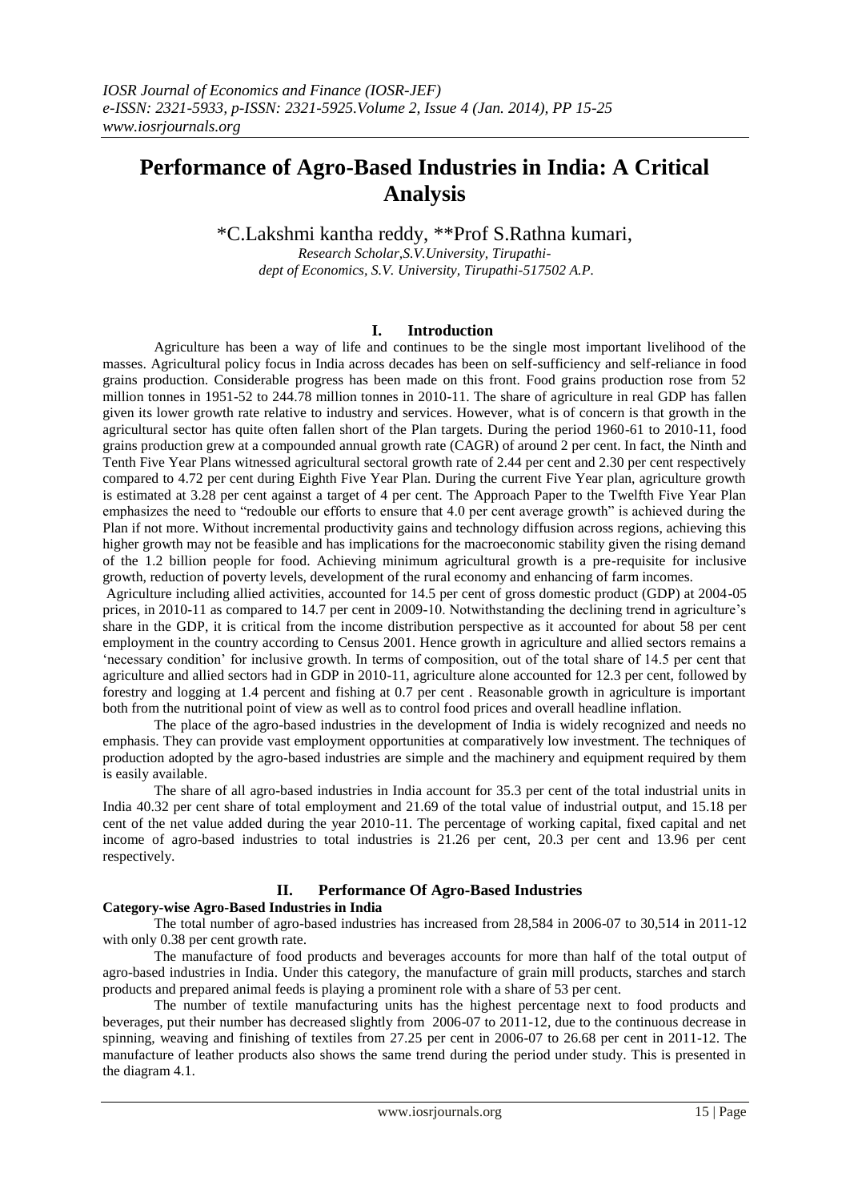# Performance of Agro-Based Industries in India: A Critical Analysis

*C.Lakshmi kantha reddy, **Prof S.Rathna kumari,

*Research Scholar,S.V.University, Tirupathi-*
*dept of Economics, S.V. University, Tirupathi-517502 A.P.*

## I. Introduction

Agriculture has been a way of life and continues to be the single most important livelihood of the masses. Agricultural policy focus in India across decades has been on self-sufficiency and self-reliance in food grains production. Considerable progress has been made on this front. Food grains production rose from 52 million tonnes in 1951-52 to 244.78 million tonnes in 2010-11. The share of agriculture in real GDP has fallen given its lower growth rate relative to industry and services. However, what is of concern is that growth in the agricultural sector has quite often fallen short of the Plan targets. During the period 1960-61 to 2010-11, food grains production grew at a compounded annual growth rate (CAGR) of around 2 per cent. In fact, the Ninth and Tenth Five Year Plans witnessed agricultural sectoral growth rate of 2.44 per cent and 2.30 per cent respectively compared to 4.72 per cent during Eighth Five Year Plan. During the current Five Year plan, agriculture growth is estimated at 3.28 per cent against a target of 4 per cent. The Approach Paper to the Twelfth Five Year Plan emphasizes the need to "redouble our efforts to ensure that 4.0 per cent average growth" is achieved during the Plan if not more. Without incremental productivity gains and technology diffusion across regions, achieving this higher growth may not be feasible and has implications for the macroeconomic stability given the rising demand of the 1.2 billion people for food. Achieving minimum agricultural growth is a pre-requisite for inclusive growth, reduction of poverty levels, development of the rural economy and enhancing of farm incomes.

Agriculture including allied activities, accounted for 14.5 per cent of gross domestic product (GDP) at 2004-05 prices, in 2010-11 as compared to 14.7 per cent in 2009-10. Notwithstanding the declining trend in agriculture's share in the GDP, it is critical from the income distribution perspective as it accounted for about 58 per cent employment in the country according to Census 2001. Hence growth in agriculture and allied sectors remains a 'necessary condition' for inclusive growth. In terms of composition, out of the total share of 14.5 per cent that agriculture and allied sectors had in GDP in 2010-11, agriculture alone accounted for 12.3 per cent, followed by forestry and logging at 1.4 percent and fishing at 0.7 per cent . Reasonable growth in agriculture is important both from the nutritional point of view as well as to control food prices and overall headline inflation.

The place of the agro-based industries in the development of India is widely recognized and needs no emphasis. They can provide vast employment opportunities at comparatively low investment. The techniques of production adopted by the agro-based industries are simple and the machinery and equipment required by them is easily available.

The share of all agro-based industries in India account for 35.3 per cent of the total industrial units in India 40.32 per cent share of total employment and 21.69 of the total value of industrial output, and 15.18 per cent of the net value added during the year 2010-11. The percentage of working capital, fixed capital and net income of agro-based industries to total industries is 21.26 per cent, 20.3 per cent and 13.96 per cent respectively.

## II. Performance Of Agro-Based Industries

### Category-wise Agro-Based Industries in India

The total number of agro-based industries has increased from 28,584 in 2006-07 to 30,514 in 2011-12 with only 0.38 per cent growth rate.

The manufacture of food products and beverages accounts for more than half of the total output of agro-based industries in India. Under this category, the manufacture of grain mill products, starches and starch products and prepared animal feeds is playing a prominent role with a share of 53 per cent.

The number of textile manufacturing units has the highest percentage next to food products and beverages, put their number has decreased slightly from 2006-07 to 2011-12, due to the continuous decrease in spinning, weaving and finishing of textiles from 27.25 per cent in 2006-07 to 26.68 per cent in 2011-12. The manufacture of leather products also shows the same trend during the period under study. This is presented in the diagram 4.1.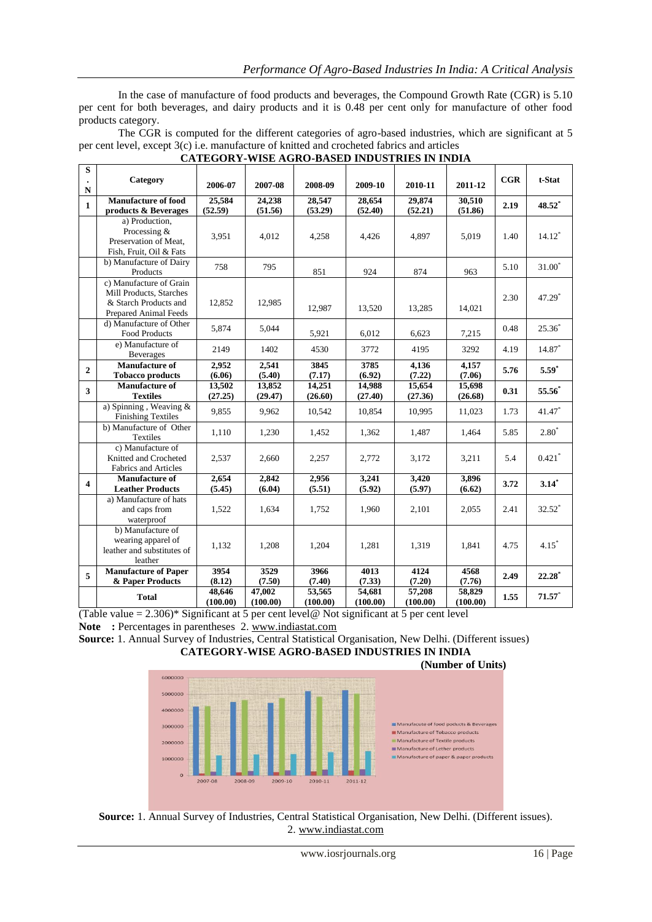In the case of manufacture of food products and beverages, the Compound Growth Rate (CGR) is 5.10 per cent for both beverages, and dairy products and it is 0.48 per cent only for manufacture of other food products category.

The CGR is computed for the different categories of agro-based industries, which are significant at 5 per cent level, except 3(c) i.e. manufacture of knitted and crocheted fabrics and articles

**CATEGORY-WISE AGRO-BASED INDUSTRIES IN INDIA**

| S. N | Category | 2006-07 | 2007-08 | 2008-09 | 2009-10 | 2010-11 | 2011-12 | CGR | t-Stat |
|---|---|---|---|---|---|---|---|---|---|
| **1** | **Manufacture of food products & Beverages** | **25,584 (52.59)** | **24,238 (51.56)** | **28,547 (53.29)** | **28,654 (52.40)** | **29,874 (52.21)** | **30,510 (51.86)** | **2.19** | **48.52*** |
| | a) Production, Processing & Preservation of Meat, Fish, Fruit, Oil & Fats | 3,951 | 4,012 | 4,258 | 4,426 | 4,897 | 5,019 | 1.40 | 14.12* |
| | b) Manufacture of Dairy Products | 758 | 795 | 851 | 924 | 874 | 963 | 5.10 | 31.00* |
| | c) Manufacture of Grain Mill Products, Starches & Starch Products and Prepared Animal Feeds | 12,852 | 12,985 | 12,987 | 13,520 | 13,285 | 14,021 | 2.30 | 47.29* |
| | d) Manufacture of Other Food Products | 5,874 | 5,044 | 5,921 | 6,012 | 6,623 | 7,215 | 0.48 | 25.36* |
| | e) Manufacture of Beverages | 2149 | 1402 | 4530 | 3772 | 4195 | 3292 | 4.19 | 14.87* |
| **2** | **Manufacture of Tobacco products** | **2,952 (6.06)** | **2,541 (5.40)** | **3845 (7.17)** | **3785 (6.92)** | **4,136 (7.22)** | **4,157 (7.06)** | **5.76** | **5.59*** |
| **3** | **Manufacture of Textiles** | **13,502 (27.25)** | **13,852 (29.47)** | **14,251 (26.60)** | **14,988 (27.40)** | **15,654 (27.36)** | **15,698 (26.68)** | **0.31** | **55.56*** |
| | a) Spinning , Weaving & Finishing Textiles | 9,855 | 9,962 | 10,542 | 10,854 | 10,995 | 11,023 | 1.73 | 41.47* |
| | b) Manufacture of Other Textiles | 1,110 | 1,230 | 1,452 | 1,362 | 1,487 | 1,464 | 5.85 | 2.80* |
| | c) Manufacture of Knitted and Crocheted Fabrics and Articles | 2,537 | 2,660 | 2,257 | 2,772 | 3,172 | 3,211 | 5.4 | 0.421* |
| **4** | **Manufacture of Leather Products** | **2,654 (5.45)** | **2,842 (6.04)** | **2,956 (5.51)** | **3,241 (5.92)** | **3,420 (5.97)** | **3,896 (6.62)** | **3.72** | **3.14*** |
| | a) Manufacture of hats and caps from waterproof | 1,522 | 1,634 | 1,752 | 1,960 | 2,101 | 2,055 | 2.41 | 32.52* |
| | b) Manufacture of wearing apparel of leather and substitutes of leather | 1,132 | 1,208 | 1,204 | 1,281 | 1,319 | 1,841 | 4.75 | 4.15* |
| **5** | **Manufacture of Paper & Paper Products** | **3954 (8.12)** | **3529 (7.50)** | **3966 (7.40)** | **4013 (7.33)** | **4124 (7.20)** | **4568 (7.76)** | **2.49** | **22.28*** |
| | **Total** | **48,646 (100.00)** | **47,002 (100.00)** | **53,565 (100.00)** | **54,681 (100.00)** | **57,208 (100.00)** | **58,829 (100.00)** | **1.55** | **71.57*** |

(Table value = 2.306)* Significant at 5 per cent level@ Not significant at 5 per cent level

**Note :** Percentages in parentheses 2. www.indiastat.com

**Source:** 1. Annual Survey of Industries, Central Statistical Organisation, New Delhi. (Different issues)

**CATEGORY-WISE AGRO-BASED INDUSTRIES IN INDIA**

**(Number of Units)**

**Source:** 1. Annual Survey of Industries, Central Statistical Organisation, New Delhi. (Different issues).
2. www.indiastat.com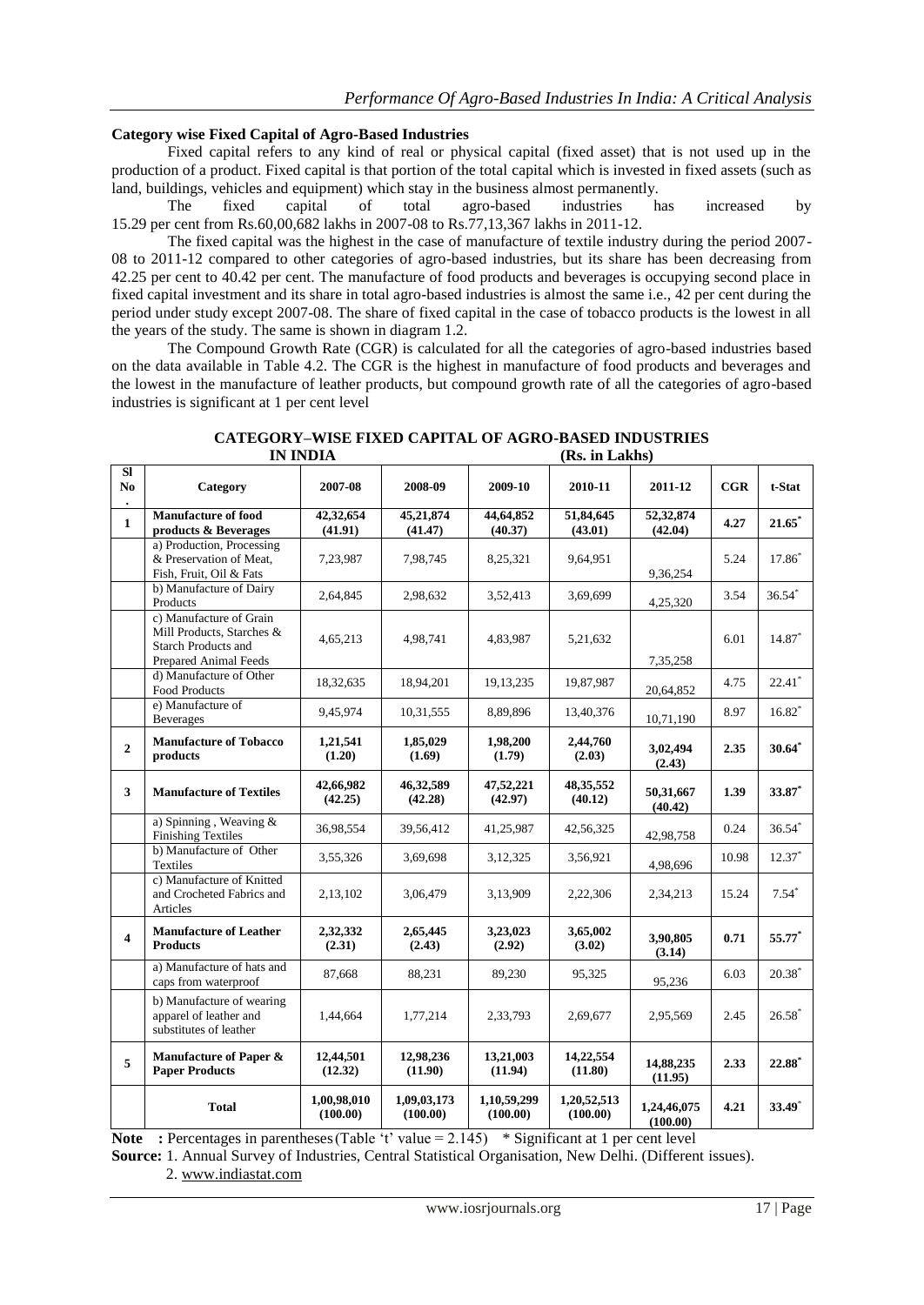### Category wise Fixed Capital of Agro-Based Industries

Fixed capital refers to any kind of real or physical capital (fixed asset) that is not used up in the production of a product. Fixed capital is that portion of the total capital which is invested in fixed assets (such as land, buildings, vehicles and equipment) which stay in the business almost permanently.

The fixed capital of total agro-based industries has increased by 15.29 per cent from Rs.60,00,682 lakhs in 2007-08 to Rs.77,13,367 lakhs in 2011-12.

The fixed capital was the highest in the case of manufacture of textile industry during the period 2007-08 to 2011-12 compared to other categories of agro-based industries, but its share has been decreasing from 42.25 per cent to 40.42 per cent. The manufacture of food products and beverages is occupying second place in fixed capital investment and its share in total agro-based industries is almost the same i.e., 42 per cent during the period under study except 2007-08. The share of fixed capital in the case of tobacco products is the lowest in all the years of the study. The same is shown in diagram 1.2.

The Compound Growth Rate (CGR) is calculated for all the categories of agro-based industries based on the data available in Table 4.2. The CGR is the highest in manufacture of food products and beverages and the lowest in the manufacture of leather products, but compound growth rate of all the categories of agro-based industries is significant at 1 per cent level

**CATEGORY–WISE FIXED CAPITAL OF AGRO-BASED INDUSTRIES IN INDIA (Rs. in Lakhs)**

| Sl No. | Category | 2007-08 | 2008-09 | 2009-10 | 2010-11 | 2011-12 | CGR | t-Stat |
|---|---|---|---|---|---|---|---|---|
| 1 | **Manufacture of food products & Beverages** | **42,32,654 (41.91)** | **45,21,874 (41.47)** | **44,64,852 (40.37)** | **51,84,645 (43.01)** | **52,32,874 (42.04)** | **4.27** | **21.65*** |
| | a) Production, Processing & Preservation of Meat, Fish, Fruit, Oil & Fats | 7,23,987 | 7,98,745 | 8,25,321 | 9,64,951 | 9,36,254 | 5.24 | 17.86* |
| | b) Manufacture of Dairy Products | 2,64,845 | 2,98,632 | 3,52,413 | 3,69,699 | 4,25,320 | 3.54 | 36.54* |
| | c) Manufacture of Grain Mill Products, Starches & Starch Products and Prepared Animal Feeds | 4,65,213 | 4,98,741 | 4,83,987 | 5,21,632 | 7,35,258 | 6.01 | 14.87* |
| | d) Manufacture of Other Food Products | 18,32,635 | 18,94,201 | 19,13,235 | 19,87,987 | 20,64,852 | 4.75 | 22.41* |
| | e) Manufacture of Beverages | 9,45,974 | 10,31,555 | 8,89,896 | 13,40,376 | 10,71,190 | 8.97 | 16.82* |
| 2 | **Manufacture of Tobacco products** | **1,21,541 (1.20)** | **1,85,029 (1.69)** | **1,98,200 (1.79)** | **2,44,760 (2.03)** | **3,02,494 (2.43)** | **2.35** | **30.64*** |
| 3 | **Manufacture of Textiles** | **42,66,982 (42.25)** | **46,32,589 (42.28)** | **47,52,221 (42.97)** | **48,35,552 (40.12)** | **50,31,667 (40.42)** | **1.39** | **33.87*** |
| | a) Spinning , Weaving & Finishing Textiles | 36,98,554 | 39,56,412 | 41,25,987 | 42,56,325 | 42,98,758 | 0.24 | 36.54* |
| | b) Manufacture of Other Textiles | 3,55,326 | 3,69,698 | 3,12,325 | 3,56,921 | 4,98,696 | 10.98 | 12.37* |
| | c) Manufacture of Knitted and Crocheted Fabrics and Articles | 2,13,102 | 3,06,479 | 3,13,909 | 2,22,306 | 2,34,213 | 15.24 | 7.54* |
| 4 | **Manufacture of Leather Products** | **2,32,332 (2.31)** | **2,65,445 (2.43)** | **3,23,023 (2.92)** | **3,65,002 (3.02)** | **3,90,805 (3.14)** | **0.71** | **55.77*** |
| | a) Manufacture of hats and caps from waterproof | 87,668 | 88,231 | 89,230 | 95,325 | 95,236 | 6.03 | 20.38* |
| | b) Manufacture of wearing apparel of leather and substitutes of leather | 1,44,664 | 1,77,214 | 2,33,793 | 2,69,677 | 2,95,569 | 2.45 | 26.58* |
| 5 | **Manufacture of Paper & Paper Products** | **12,44,501 (12.32)** | **12,98,236 (11.90)** | **13,21,003 (11.94)** | **14,22,554 (11.80)** | **14,88,235 (11.95)** | **2.33** | **22.88*** |
| | **Total** | **1,00,98,010 (100.00)** | **1,09,03,173 (100.00)** | **1,10,59,299 (100.00)** | **1,20,52,513 (100.00)** | **1,24,46,075 (100.00)** | **4.21** | **33.49*** |

**Note :** Percentages in parentheses (Table 't' value = 2.145) * Significant at 1 per cent level

**Source:** 1. Annual Survey of Industries, Central Statistical Organisation, New Delhi. (Different issues).
2. www.indiastat.com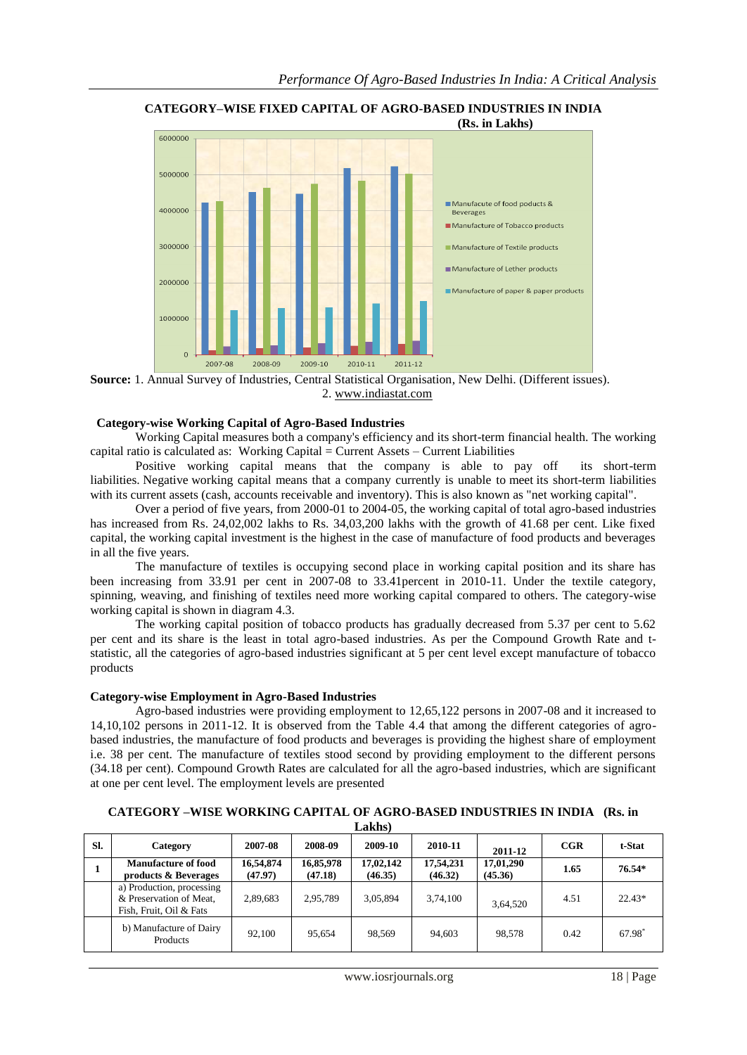**CATEGORY–WISE FIXED CAPITAL OF AGRO-BASED INDUSTRIES IN INDIA**
**(Rs. in Lakhs)**

**Source:** 1. Annual Survey of Industries, Central Statistical Organisation, New Delhi. (Different issues).
2. www.indiastat.com

### Category-wise Working Capital of Agro-Based Industries

Working Capital measures both a company's efficiency and its short-term financial health. The working capital ratio is calculated as: Working Capital = Current Assets – Current Liabilities

Positive working capital means that the company is able to pay off its short-term liabilities. Negative working capital means that a company currently is unable to meet its short-term liabilities with its current assets (cash, accounts receivable and inventory). This is also known as "net working capital".

Over a period of five years, from 2000-01 to 2004-05, the working capital of total agro-based industries has increased from Rs. 24,02,002 lakhs to Rs. 34,03,200 lakhs with the growth of 41.68 per cent. Like fixed capital, the working capital investment is the highest in the case of manufacture of food products and beverages in all the five years.

The manufacture of textiles is occupying second place in working capital position and its share has been increasing from 33.91 per cent in 2007-08 to 33.41percent in 2010-11. Under the textile category, spinning, weaving, and finishing of textiles need more working capital compared to others. The category-wise working capital is shown in diagram 4.3.

The working capital position of tobacco products has gradually decreased from 5.37 per cent to 5.62 per cent and its share is the least in total agro-based industries. As per the Compound Growth Rate and t-statistic, all the categories of agro-based industries significant at 5 per cent level except manufacture of tobacco products

### Category-wise Employment in Agro-Based Industries

Agro-based industries were providing employment to 12,65,122 persons in 2007-08 and it increased to 14,10,102 persons in 2011-12. It is observed from the Table 4.4 that among the different categories of agro-based industries, the manufacture of food products and beverages is providing the highest share of employment i.e. 38 per cent. The manufacture of textiles stood second by providing employment to the different persons (34.18 per cent). Compound Growth Rates are calculated for all the agro-based industries, which are significant at one per cent level. The employment levels are presented

**CATEGORY –WISE WORKING CAPITAL OF AGRO-BASED INDUSTRIES IN INDIA (Rs. in Lakhs)**

| Sl. | Category | 2007-08 | 2008-09 | 2009-10 | 2010-11 | 2011-12 | CGR | t-Stat |
|---|---|---|---|---|---|---|---|---|
| **1** | **Manufacture of food products & Beverages** | **16,54,874 (47.97)** | **16,85,978 (47.18)** | **17,02,142 (46.35)** | **17,54,231 (46.32)** | **17,01,290 (45.36)** | **1.65** | **76.54*** |
| | a) Production, processing & Preservation of Meat, Fish, Fruit, Oil & Fats | 2,89,683 | 2,95,789 | 3,05,894 | 3,74,100 | 3,64,520 | 4.51 | 22.43* |
| | b) Manufacture of Dairy Products | 92,100 | 95,654 | 98,569 | 94,603 | 98,578 | 0.42 | 67.98* |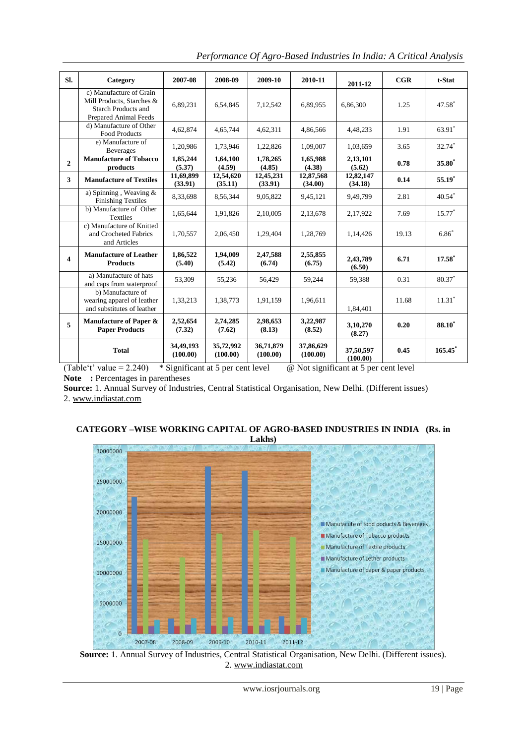| Sl. | Category | 2007-08 | 2008-09 | 2009-10 | 2010-11 | 2011-12 | CGR | t-Stat |
|---|---|---|---|---|---|---|---|---|
| | c) Manufacture of Grain Mill Products, Starches & Starch Products and Prepared Animal Feeds | 6,89,231 | 6,54,845 | 7,12,542 | 6,89,955 | 6,86,300 | 1.25 | 47.58* |
| | d) Manufacture of Other Food Products | 4,62,874 | 4,65,744 | 4,62,311 | 4,86,566 | 4,48,233 | 1.91 | 63.91* |
| | e) Manufacture of Beverages | 1,20,986 | 1,73,946 | 1,22,826 | 1,09,007 | 1,03,659 | 3.65 | 32.74* |
| **2** | **Manufacture of Tobacco products** | **1,85,244 (5.37)** | **1,64,100 (4.59)** | **1,78,265 (4.85)** | **1,65,988 (4.38)** | **2,13,101 (5.62)** | **0.78** | **35.80*** |
| **3** | **Manufacture of Textiles** | **11,69,899 (33.91)** | **12,54,620 (35.11)** | **12,45,231 (33.91)** | **12,87,568 (34.00)** | **12,82,147 (34.18)** | **0.14** | **55.19*** |
| | a) Spinning , Weaving & Finishing Textiles | 8,33,698 | 8,56,344 | 9,05,822 | 9,45,121 | 9,49,799 | 2.81 | 40.54* |
| | b) Manufacture of Other Textiles | 1,65,644 | 1,91,826 | 2,10,005 | 2,13,678 | 2,17,922 | 7.69 | 15.77* |
| | c) Manufacture of Knitted and Crocheted Fabrics and Articles | 1,70,557 | 2,06,450 | 1,29,404 | 1,28,769 | 1,14,426 | 19.13 | 6.86* |
| **4** | **Manufacture of Leather Products** | **1,86,522 (5.40)** | **1,94,009 (5.42)** | **2,47,588 (6.74)** | **2,55,855 (6.75)** | **2,43,789 (6.50)** | **6.71** | **17.58*** |
| | a) Manufacture of hats and caps from waterproof | 53,309 | 55,236 | 56,429 | 59,244 | 59,388 | 0.31 | 80.37* |
| | b) Manufacture of wearing apparel of leather and substitutes of leather | 1,33,213 | 1,38,773 | 1,91,159 | 1,96,611 | 1,84,401 | 11.68 | 11.31* |
| **5** | **Manufacture of Paper & Paper Products** | **2,52,654 (7.32)** | **2,74,285 (7.62)** | **2,98,653 (8.13)** | **3,22,987 (8.52)** | **3,10,270 (8.27)** | **0.20** | **88.10*** |
| | **Total** | **34,49,193 (100.00)** | **35,72,992 (100.00)** | **36,71,879 (100.00)** | **37,86,629 (100.00)** | **37,50,597 (100.00)** | **0.45** | **165.45*** |

(Table't' value = 2.240) * Significant at 5 per cent level @ Not significant at 5 per cent level

**Note :** Percentages in parentheses

**Source:** 1. Annual Survey of Industries, Central Statistical Organisation, New Delhi. (Different issues)
2. www.indiastat.com

**CATEGORY –WISE WORKING CAPITAL OF AGRO-BASED INDUSTRIES IN INDIA (Rs. in Lakhs)**

**Source:** 1. Annual Survey of Industries, Central Statistical Organisation, New Delhi. (Different issues).
2. www.indiastat.com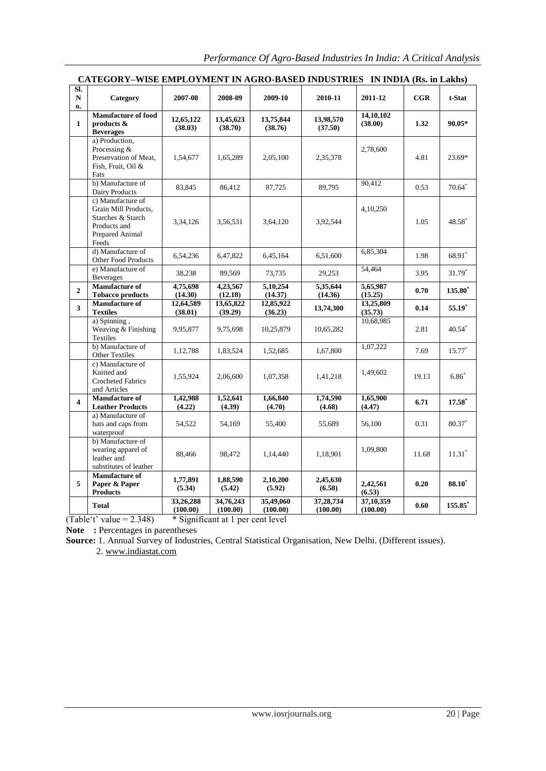**CATEGORY–WISE EMPLOYMENT IN AGRO-BASED INDUSTRIES IN INDIA (Rs. in Lakhs)**

| Sl. No. | Category | 2007-08 | 2008-09 | 2009-10 | 2010-11 | 2011-12 | CGR | t-Stat |
|---|---|---|---|---|---|---|---|---|
| **1** | **Manufacture of food products & Beverages** | **12,65,122 (38.03)** | **13,45,623 (38.70)** | **13,75,844 (38.76)** | **13,98,570 (37.50)** | **14,10,102 (38.00)** | **1.32** | **90.05*** |
| | a) Production, Processing & Preservation of Meat, Fish, Fruit, Oil & Fats | 1,54,677 | 1,65,289 | 2,05,100 | 2,35,378 | 2,78,600 | 4.81 | 23.69* |
| | b) Manufacture of Dairy Products | 83,845 | 86,412 | 87,725 | 89,795 | 90,412 | 0.53 | 70.64* |
| | c) Manufacture of Grain Mill Products, Starches & Starch Products and Prepared Animal Feeds | 3,34,126 | 3,56,531 | 3,64,120 | 3,92,544 | 4,10,250 | 1.05 | 48.58* |
| | d) Manufacture of Other Food Products | 6,54,236 | 6,47,822 | 6,45,164 | 6,51,600 | 6,85,304 | 1.98 | 68.91* |
| | e) Manufacture of Beverages | 38,238 | 89,569 | 73,735 | 29,253 | 54,464 | 3.95 | 31.79* |
| **2** | **Manufacture of Tobacco products** | **4,75,698 (14.30)** | **4,23,567 (12.18)** | **5,10,254 (14.37)** | **5,35,644 (14.36)** | **5,65,987 (15.25)** | **0.70** | **135.80*** |
| **3** | **Manufacture of Textiles** | **12,64,589 (38.01)** | **13,65,822 (39.29)** | **12,85,922 (36.23)** | **13,74,300** | **13,25,809 (35.73)** | **0.14** | **55.19*** |
| | a) Spinning , Weaving & Finishing Textiles | 9,95,877 | 9,75,698 | 10,25,879 | 10,65,282 | 10,68,985 | 2.81 | 40.54* |
| | b) Manufacture of Other Textiles | 1,12,788 | 1,83,524 | 1,52,685 | 1,67,800 | 1,07,222 | 7.69 | 15.77* |
| | c) Manufacture of Knitted and Crocheted Fabrics and Articles | 1,55,924 | 2,06,600 | 1,07,358 | 1,41,218 | 1,49,602 | 19.13 | 6.86* |
| **4** | **Manufacture of Leather Products** | **1,42,988 (4.22)** | **1,52,641 (4.39)** | **1,66,840 (4.70)** | **1,74,590 (4.68)** | **1,65,900 (4.47)** | **6.71** | **17.58*** |
| | a) Manufacture of hats and caps from waterproof | 54,522 | 54,169 | 55,400 | 55,689 | 56,100 | 0.31 | 80.37* |
| | b) Manufacture of wearing apparel of leather and substitutes of leather | 88,466 | 98,472 | 1,14,440 | 1,18,901 | 1,09,800 | 11.68 | 11.31* |
| **5** | **Manufacture of Paper & Paper Products** | **1,77,891 (5.34)** | **1,88,590 (5.42)** | **2,10,200 (5.92)** | **2,45,630 (6.58)** | **2,42,561 (6.53)** | **0.20** | **88.10*** |
| | **Total** | **33,26,288 (100.00)** | **34,76,243 (100.00)** | **35,49,060 (100.00)** | **37,28,734 (100.00)** | **37,10,359 (100.00)** | **0.60** | **155.85*** |

(Table't' value = 2.348) * Significant at 1 per cent level

**Note :** Percentages in parentheses

**Source:** 1. Annual Survey of Industries, Central Statistical Organisation, New Delhi. (Different issues).
2. www.indiastat.com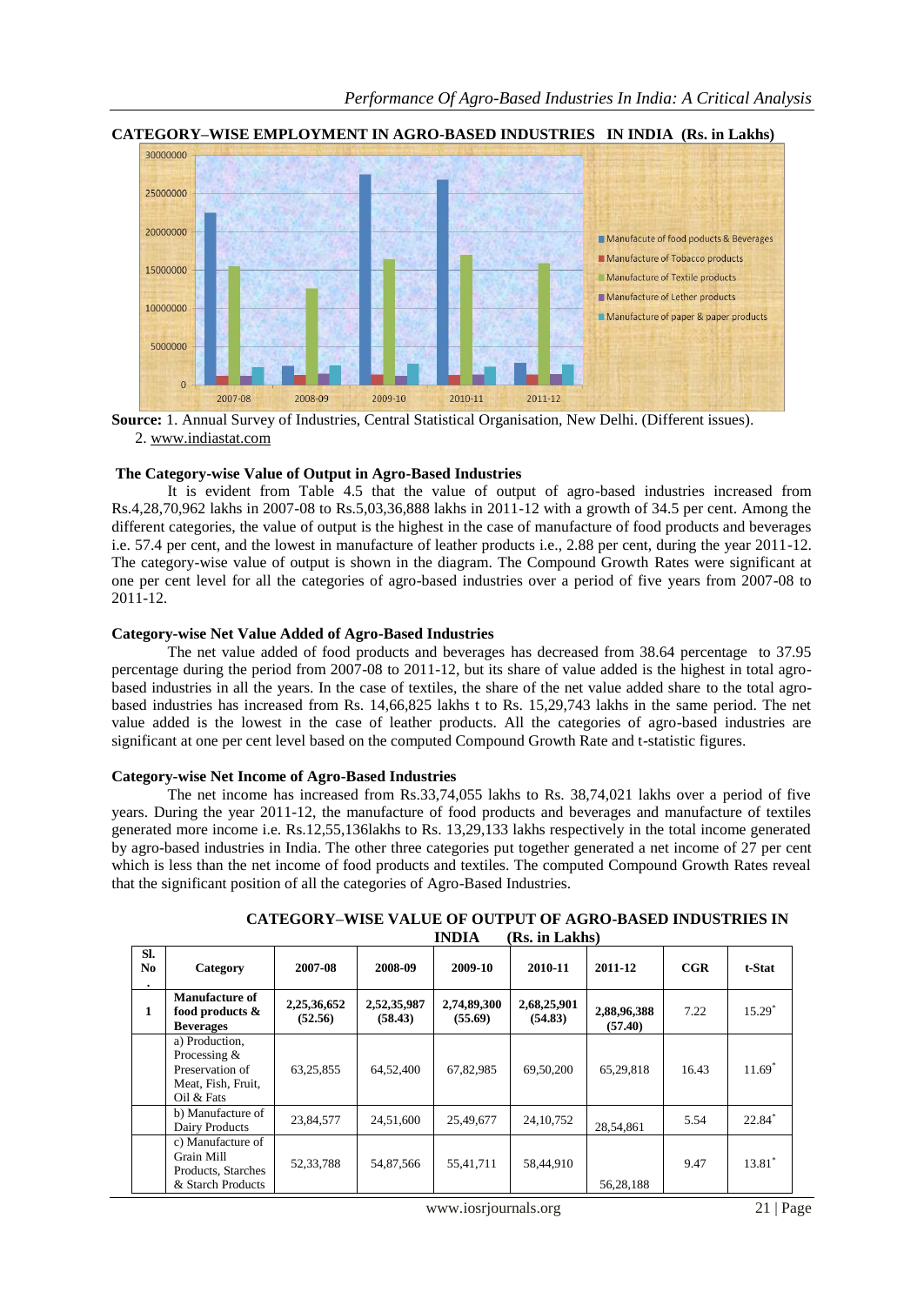**CATEGORY–WISE EMPLOYMENT IN AGRO-BASED INDUSTRIES IN INDIA (Rs. in Lakhs)**

**Source:** 1. Annual Survey of Industries, Central Statistical Organisation, New Delhi. (Different issues).
2. www.indiastat.com

### The Category-wise Value of Output in Agro-Based Industries

It is evident from Table 4.5 that the value of output of agro-based industries increased from Rs.4,28,70,962 lakhs in 2007-08 to Rs.5,03,36,888 lakhs in 2011-12 with a growth of 34.5 per cent. Among the different categories, the value of output is the highest in the case of manufacture of food products and beverages i.e. 57.4 per cent, and the lowest in manufacture of leather products i.e., 2.88 per cent, during the year 2011-12. The category-wise value of output is shown in the diagram. The Compound Growth Rates were significant at one per cent level for all the categories of agro-based industries over a period of five years from 2007-08 to 2011-12.

### Category-wise Net Value Added of Agro-Based Industries

The net value added of food products and beverages has decreased from 38.64 percentage to 37.95 percentage during the period from 2007-08 to 2011-12, but its share of value added is the highest in total agro-based industries in all the years. In the case of textiles, the share of the net value added share to the total agro-based industries has increased from Rs. 14,66,825 lakhs t to Rs. 15,29,743 lakhs in the same period. The net value added is the lowest in the case of leather products. All the categories of agro-based industries are significant at one per cent level based on the computed Compound Growth Rate and t-statistic figures.

### Category-wise Net Income of Agro-Based Industries

The net income has increased from Rs.33,74,055 lakhs to Rs. 38,74,021 lakhs over a period of five years. During the year 2011-12, the manufacture of food products and beverages and manufacture of textiles generated more income i.e. Rs.12,55,136lakhs to Rs. 13,29,133 lakhs respectively in the total income generated by agro-based industries in India. The other three categories put together generated a net income of 27 per cent which is less than the net income of food products and textiles. The computed Compound Growth Rates reveal that the significant position of all the categories of Agro-Based Industries.

**CATEGORY–WISE VALUE OF OUTPUT OF AGRO-BASED INDUSTRIES IN INDIA (Rs. in Lakhs)**

| Sl. No. | Category | 2007-08 | 2008-09 | 2009-10 | 2010-11 | 2011-12 | CGR | t-Stat |
|---|---|---|---|---|---|---|---|---|
| 1 | **Manufacture of food products & Beverages** | **2,25,36,652 (52.56)** | **2,52,35,987 (58.43)** | **2,74,89,300 (55.69)** | **2,68,25,901 (54.83)** | **2,88,96,388 (57.40)** | 7.22 | 15.29* |
| | a) Production, Processing & Preservation of Meat, Fish, Fruit, Oil & Fats | 63,25,855 | 64,52,400 | 67,82,985 | 69,50,200 | 65,29,818 | 16.43 | 11.69* |
| | b) Manufacture of Dairy Products | 23,84,577 | 24,51,600 | 25,49,677 | 24,10,752 | 28,54,861 | 5.54 | 22.84* |
| | c) Manufacture of Grain Mill Products, Starches & Starch Products | 52,33,788 | 54,87,566 | 55,41,711 | 58,44,910 | 56,28,188 | 9.47 | 13.81* |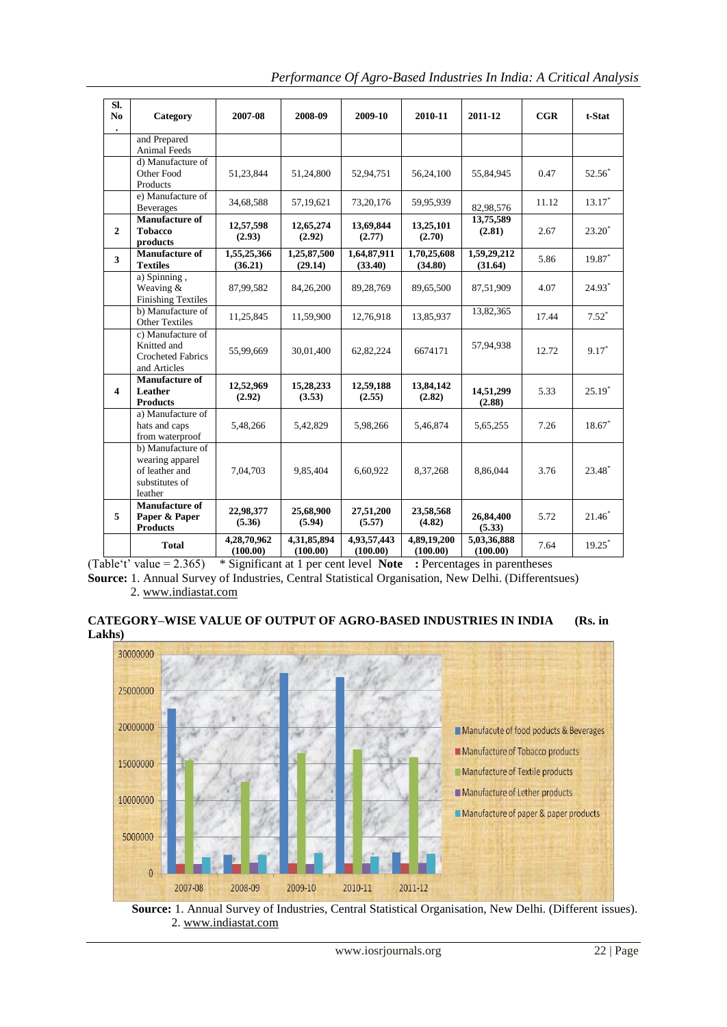| Sl. No. | Category | 2007-08 | 2008-09 | 2009-10 | 2010-11 | 2011-12 | CGR | t-Stat |
|---|---|---|---|---|---|---|---|---|
| | and Prepared Animal Feeds | | | | | | | |
| | d) Manufacture of Other Food Products | 51,23,844 | 51,24,800 | 52,94,751 | 56,24,100 | 55,84,945 | 0.47 | 52.56* |
| | e) Manufacture of Beverages | 34,68,588 | 57,19,621 | 73,20,176 | 59,95,939 | 82,98,576 | 11.12 | 13.17* |
| **2** | **Manufacture of Tobacco products** | **12,57,598 (2.93)** | **12,65,274 (2.92)** | **13,69,844 (2.77)** | **13,25,101 (2.70)** | **13,75,589 (2.81)** | 2.67 | 23.20* |
| **3** | **Manufacture of Textiles** | **1,55,25,366 (36.21)** | **1,25,87,500 (29.14)** | **1,64,87,911 (33.40)** | **1,70,25,608 (34.80)** | **1,59,29,212 (31.64)** | 5.86 | 19.87* |
| | a) Spinning , Weaving & Finishing Textiles | 87,99,582 | 84,26,200 | 89,28,769 | 89,65,500 | 87,51,909 | 4.07 | 24.93* |
| | b) Manufacture of Other Textiles | 11,25,845 | 11,59,900 | 12,76,918 | 13,85,937 | 13,82,365 | 17.44 | 7.52* |
| | c) Manufacture of Knitted and Crocheted Fabrics and Articles | 55,99,669 | 30,01,400 | 62,82,224 | 6674171 | 57,94,938 | 12.72 | 9.17* |
| **4** | **Manufacture of Leather Products** | **12,52,969 (2.92)** | **15,28,233 (3.53)** | **12,59,188 (2.55)** | **13,84,142 (2.82)** | **14,51,299 (2.88)** | 5.33 | 25.19* |
| | a) Manufacture of hats and caps from waterproof | 5,48,266 | 5,42,829 | 5,98,266 | 5,46,874 | 5,65,255 | 7.26 | 18.67* |
| | b) Manufacture of wearing apparel of leather and substitutes of leather | 7,04,703 | 9,85,404 | 6,60,922 | 8,37,268 | 8,86,044 | 3.76 | 23.48* |
| **5** | **Manufacture of Paper & Paper Products** | **22,98,377 (5.36)** | **25,68,900 (5.94)** | **27,51,200 (5.57)** | **23,58,568 (4.82)** | **26,84,400 (5.33)** | 5.72 | 21.46* |
| | **Total** | **4,28,70,962 (100.00)** | **4,31,85,894 (100.00)** | **4,93,57,443 (100.00)** | **4,89,19,200 (100.00)** | **5,03,36,888 (100.00)** | 7.64 | 19.25* |

(Table't' value = 2.365) * Significant at 1 per cent level **Note :** Percentages in parentheses

**Source:** 1. Annual Survey of Industries, Central Statistical Organisation, New Delhi. (Differentsues)
2. www.indiastat.com

**CATEGORY–WISE VALUE OF OUTPUT OF AGRO-BASED INDUSTRIES IN INDIA (Rs. in Lakhs)**

**Source:** 1. Annual Survey of Industries, Central Statistical Organisation, New Delhi. (Different issues).
2. www.indiastat.com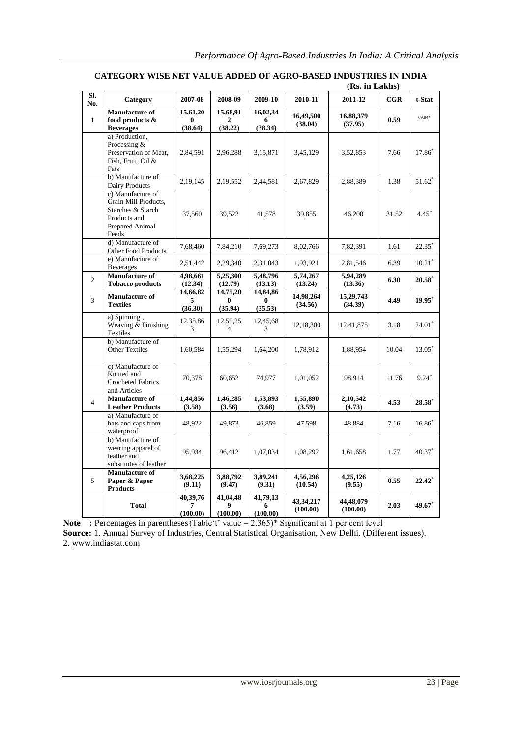**CATEGORY WISE NET VALUE ADDED OF AGRO-BASED INDUSTRIES IN INDIA**

**(Rs. in Lakhs)**

| Sl. No. | Category | 2007-08 | 2008-09 | 2009-10 | 2010-11 | 2011-12 | CGR | t-Stat |
|---|---|---|---|---|---|---|---|---|
| 1 | **Manufacture of food products & Beverages** | **15,61,200 (38.64)** | **15,68,912 (38.22)** | **16,02,346 (38.34)** | **16,49,500 (38.04)** | **16,88,379 (37.95)** | **0.59** | 69.84* |
| | a) Production, Processing & Preservation of Meat, Fish, Fruit, Oil & Fats | 2,84,591 | 2,96,288 | 3,15,871 | 3,45,129 | 3,52,853 | 7.66 | 17.86* |
| | b) Manufacture of Dairy Products | 2,19,145 | 2,19,552 | 2,44,581 | 2,67,829 | 2,88,389 | 1.38 | 51.62* |
| | c) Manufacture of Grain Mill Products, Starches & Starch Products and Prepared Animal Feeds | 37,560 | 39,522 | 41,578 | 39,855 | 46,200 | 31.52 | 4.45* |
| | d) Manufacture of Other Food Products | 7,68,460 | 7,84,210 | 7,69,273 | 8,02,766 | 7,82,391 | 1.61 | 22.35* |
| | e) Manufacture of Beverages | 2,51,442 | 2,29,340 | 2,31,043 | 1,93,921 | 2,81,546 | 6.39 | 10.21* |
| 2 | **Manufacture of Tobacco products** | **4,98,661 (12.34)** | **5,25,300 (12.79)** | **5,48,796 (13.13)** | **5,74,267 (13.24)** | **5,94,289 (13.36)** | **6.30** | **20.58*** |
| 3 | **Manufacture of Textiles** | **14,66,825 (36.30)** | **14,75,200 (35.94)** | **14,84,860 (35.53)** | **14,98,264 (34.56)** | **15,29,743 (34.39)** | **4.49** | **19.95*** |
| | a) Spinning, Weaving & Finishing Textiles | 12,35,863 | 12,59,254 | 12,45,683 | 12,18,300 | 12,41,875 | 3.18 | 24.01* |
| | b) Manufacture of Other Textiles | 1,60,584 | 1,55,294 | 1,64,200 | 1,78,912 | 1,88,954 | 10.04 | 13.05* |
| | c) Manufacture of Knitted and Crocheted Fabrics and Articles | 70,378 | 60,652 | 74,977 | 1,01,052 | 98,914 | 11.76 | 9.24* |
| 4 | **Manufacture of Leather Products** | **1,44,856 (3.58)** | **1,46,285 (3.56)** | **1,53,893 (3.68)** | **1,55,890 (3.59)** | **2,10,542 (4.73)** | **4.53** | **28.58*** |
| | a) Manufacture of hats and caps from waterproof | 48,922 | 49,873 | 46,859 | 47,598 | 48,884 | 7.16 | 16.86* |
| | b) Manufacture of wearing apparel of leather and substitutes of leather | 95,934 | 96,412 | 1,07,034 | 1,08,292 | 1,61,658 | 1.77 | 40.37* |
| 5 | **Manufacture of Paper & Paper Products** | **3,68,225 (9.11)** | **3,88,792 (9.47)** | **3,89,241 (9.31)** | **4,56,296 (10.54)** | **4,25,126 (9.55)** | **0.55** | **22.42*** |
| | **Total** | **40,39,767 (100.00)** | **41,04,489 (100.00)** | **41,79,136 (100.00)** | **43,34,217 (100.00)** | **44,48,079 (100.00)** | **2.03** | **49.67*** |

**Note :** Percentages in parentheses (Table 't' value = 2.365)* Significant at 1 per cent level

**Source:** 1. Annual Survey of Industries, Central Statistical Organisation, New Delhi. (Different issues).
2. www.indiastat.com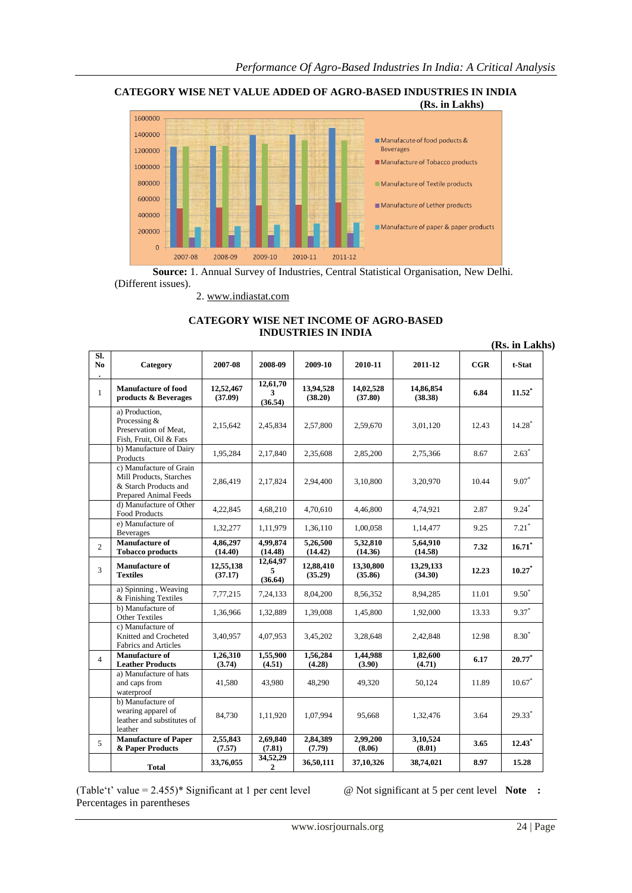### CATEGORY WISE NET VALUE ADDED OF AGRO-BASED INDUSTRIES IN INDIA

**(Rs. in Lakhs)**

**Source:** 1. Annual Survey of Industries, Central Statistical Organisation, New Delhi. (Different issues).

2. www.indiastat.com

### CATEGORY WISE NET INCOME OF AGRO-BASED INDUSTRIES IN INDIA

**(Rs. in Lakhs)**

| Sl. No. | Category | 2007-08 | 2008-09 | 2009-10 | 2010-11 | 2011-12 | CGR | t-Stat |
|---|---|---|---|---|---|---|---|---|
| 1 | **Manufacture of food products & Beverages** | **12,52,467 (37.09)** | **12,61,703 (36.54)** | **13,94,528 (38.20)** | **14,02,528 (37.80)** | **14,86,854 (38.38)** | **6.84** | **11.52*** |
| | a) Production, Processing & Preservation of Meat, Fish, Fruit, Oil & Fats | 2,15,642 | 2,45,834 | 2,57,800 | 2,59,670 | 3,01,120 | 12.43 | 14.28* |
| | b) Manufacture of Dairy Products | 1,95,284 | 2,17,840 | 2,35,608 | 2,85,200 | 2,75,366 | 8.67 | 2.63* |
| | c) Manufacture of Grain Mill Products, Starches & Starch Products and Prepared Animal Feeds | 2,86,419 | 2,17,824 | 2,94,400 | 3,10,800 | 3,20,970 | 10.44 | 9.07* |
| | d) Manufacture of Other Food Products | 4,22,845 | 4,68,210 | 4,70,610 | 4,46,800 | 4,74,921 | 2.87 | 9.24* |
| | e) Manufacture of Beverages | 1,32,277 | 1,11,979 | 1,36,110 | 1,00,058 | 1,14,477 | 9.25 | 7.21* |
| 2 | **Manufacture of Tobacco products** | **4,86,297 (14.40)** | **4,99,874 (14.48)** | **5,26,500 (14.42)** | **5,32,810 (14.36)** | **5,64,910 (14.58)** | **7.32** | **16.71*** |
| 3 | **Manufacture of Textiles** | **12,55,138 (37.17)** | **12,64,975 (36.64)** | **12,88,410 (35.29)** | **13,30,800 (35.86)** | **13,29,133 (34.30)** | **12.23** | **10.27*** |
| | a) Spinning , Weaving & Finishing Textiles | 7,77,215 | 7,24,133 | 8,04,200 | 8,56,352 | 8,94,285 | 11.01 | 9.50* |
| | b) Manufacture of Other Textiles | 1,36,966 | 1,32,889 | 1,39,008 | 1,45,800 | 1,92,000 | 13.33 | 9.37* |
| | c) Manufacture of Knitted and Crocheted Fabrics and Articles | 3,40,957 | 4,07,953 | 3,45,202 | 3,28,648 | 2,42,848 | 12.98 | 8.30* |
| 4 | **Manufacture of Leather Products** | **1,26,310 (3.74)** | **1,55,900 (4.51)** | **1,56,284 (4.28)** | **1,44,988 (3.90)** | **1,82,600 (4.71)** | **6.17** | **20.77*** |
| | a) Manufacture of hats and caps from waterproof | 41,580 | 43,980 | 48,290 | 49,320 | 50,124 | 11.89 | 10.67* |
| | b) Manufacture of wearing apparel of leather and substitutes of leather | 84,730 | 1,11,920 | 1,07,994 | 95,668 | 1,32,476 | 3.64 | 29.33* |
| 5 | **Manufacture of Paper & Paper Products** | **2,55,843 (7.57)** | **2,69,840 (7.81)** | **2,84,389 (7.79)** | **2,99,200 (8.06)** | **3,10,524 (8.01)** | **3.65** | **12.43*** |
| | **Total** | **33,76,055** | **34,52,292** | **36,50,111** | **37,10,326** | **38,74,021** | **8.97** | **15.28** |

(Table't' value = 2.455)* Significant at 1 per cent level @ Not significant at 5 per cent level **Note :** Percentages in parentheses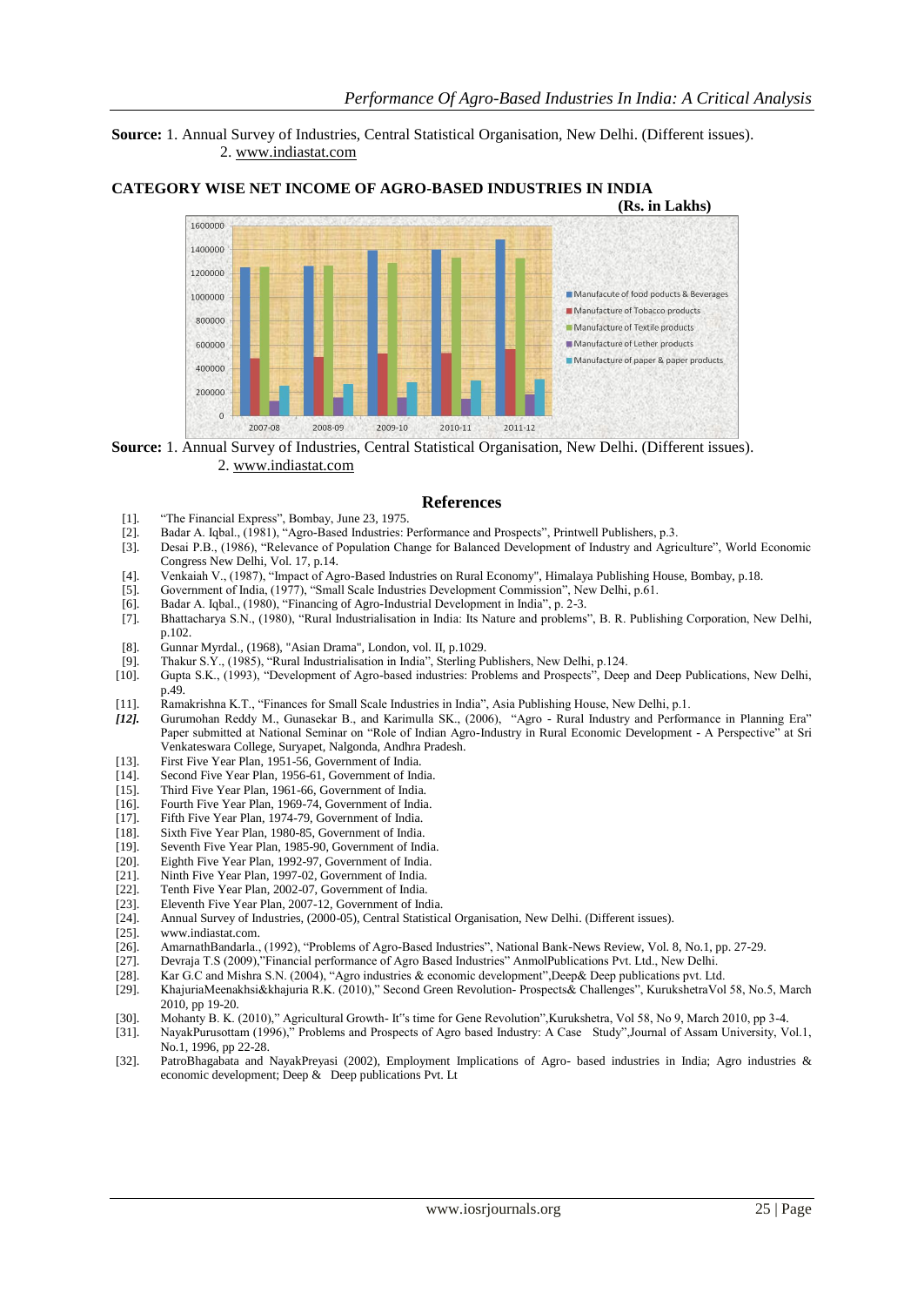**Source:** 1. Annual Survey of Industries, Central Statistical Organisation, New Delhi. (Different issues).
2. www.indiastat.com

**CATEGORY WISE NET INCOME OF AGRO-BASED INDUSTRIES IN INDIA**

**(Rs. in Lakhs)**

1600000
1400000
1200000
1000000
800000
600000
400000
200000
0

2007-08
2008-09
2009-10
2010-11
2011-12

Manufacute of food poducts & Beverages
Manufacture of Tobacco products
Manufacture of Textile products
Manufacture of Lether products
Manufacture of paper & paper products

**Source:** 1. Annual Survey of Industries, Central Statistical Organisation, New Delhi. (Different issues).
2. www.indiastat.com

## References

[1]. "The Financial Express", Bombay, June 23, 1975.
[2]. Badar A. Iqbal., (1981), "Agro-Based Industries: Performance and Prospects", Printwell Publishers, p.3.
[3]. Desai P.B., (1986), "Relevance of Population Change for Balanced Development of Industry and Agriculture", World Economic Congress New Delhi, Vol. 17, p.14.
[4]. Venkaiah V., (1987), "Impact of Agro-Based Industries on Rural Economy", Himalaya Publishing House, Bombay, p.18.
[5]. Government of India, (1977), "Small Scale Industries Development Commission", New Delhi, p.61.
[6]. Badar A. Iqbal., (1980), "Financing of Agro-Industrial Development in India", p. 2-3.
[7]. Bhattacharya S.N., (1980), "Rural Industrialisation in India: Its Nature and problems", B. R. Publishing Corporation, New Delhi, p.102.
[8]. Gunnar Myrdal., (1968), "Asian Drama", London, vol. II, p.1029.
[9]. Thakur S.Y., (1985), "Rural Industrialisation in India", Sterling Publishers, New Delhi, p.124.
[10]. Gupta S.K., (1993), "Development of Agro-based industries: Problems and Prospects", Deep and Deep Publications, New Delhi, p.49.
[11]. Ramakrishna K.T., "Finances for Small Scale Industries in India", Asia Publishing House, New Delhi, p.1.
*[12].* Gurumohan Reddy M., Gunasekar B., and Karimulla SK., (2006), "Agro - Rural Industry and Performance in Planning Era" Paper submitted at National Seminar on "Role of Indian Agro-Industry in Rural Economic Development - A Perspective" at Sri Venkateswara College, Suryapet, Nalgonda, Andhra Pradesh.
[13]. First Five Year Plan, 1951-56, Government of India.
[14]. Second Five Year Plan, 1956-61, Government of India.
[15]. Third Five Year Plan, 1961-66, Government of India.
[16]. Fourth Five Year Plan, 1969-74, Government of India.
[17]. Fifth Five Year Plan, 1974-79, Government of India.
[18]. Sixth Five Year Plan, 1980-85, Government of India.
[19]. Seventh Five Year Plan, 1985-90, Government of India.
[20]. Eighth Five Year Plan, 1992-97, Government of India.
[21]. Ninth Five Year Plan, 1997-02, Government of India.
[22]. Tenth Five Year Plan, 2002-07, Government of India.
[23]. Eleventh Five Year Plan, 2007-12, Government of India.
[24]. Annual Survey of Industries, (2000-05), Central Statistical Organisation, New Delhi. (Different issues).
[25]. www.indiastat.com.
[26]. AmarnathBandarla., (1992), "Problems of Agro-Based Industries", National Bank-News Review, Vol. 8, No.1, pp. 27-29.
[27]. Devraja T.S (2009),"Financial performance of Agro Based Industries" AnmolPublications Pvt. Ltd., New Delhi.
[28]. Kar G.C and Mishra S.N. (2004), "Agro industries & economic development",Deep& Deep publications pvt. Ltd.
[29]. KhajuriaMeenakhsi&khajuria R.K. (2010)," Second Green Revolution- Prospects& Challenges", KurukshetraVol 58, No.5, March 2010, pp 19-20.
[30]. Mohanty B. K. (2010)," Agricultural Growth- It"s time for Gene Revolution",Kurukshetra, Vol 58, No 9, March 2010, pp 3-4.
[31]. NayakPurusottam (1996)," Problems and Prospects of Agro based Industry: A Case Study",Journal of Assam University, Vol.1, No.1, 1996, pp 22-28.
[32]. PatroBhagabata and NayakPreyasi (2002), Employment Implications of Agro- based industries in India; Agro industries & economic development; Deep & Deep publications Pvt. Lt